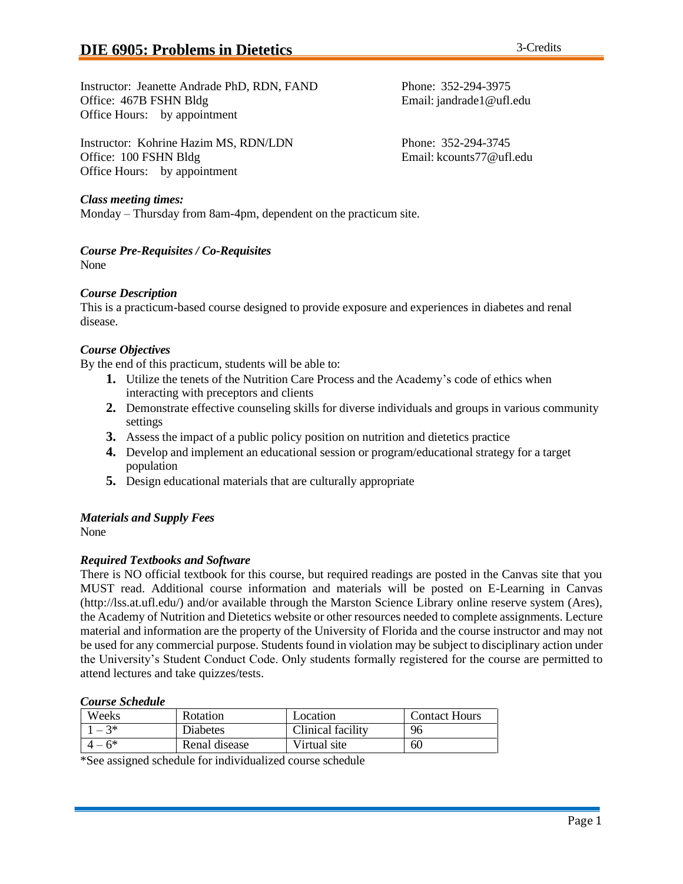# DIE 6905: Problems in Dietetics

3-Credits

Instructor: Jeanette Andrade PhD, RDN, FAND
Office: 467B FSHN Bldg
Office Hours: by appointment

Phone: 352-294-3975
Email: jandrade1@ufl.edu

Instructor: Kohrine Hazim MS, RDN/LDN
Office: 100 FSHN Bldg
Office Hours: by appointment

Phone: 352-294-3745
Email: kcounts77@ufl.edu

### *Class meeting times:*

Monday – Thursday from 8am-4pm, dependent on the practicum site.

### *Course Pre-Requisites / Co-Requisites*

None

### *Course Description*

This is a practicum-based course designed to provide exposure and experiences in diabetes and renal disease.

### *Course Objectives*

By the end of this practicum, students will be able to:

1. Utilize the tenets of the Nutrition Care Process and the Academy's code of ethics when interacting with preceptors and clients
2. Demonstrate effective counseling skills for diverse individuals and groups in various community settings
3. Assess the impact of a public policy position on nutrition and dietetics practice
4. Develop and implement an educational session or program/educational strategy for a target population
5. Design educational materials that are culturally appropriate

### *Materials and Supply Fees*

None

### *Required Textbooks and Software*

There is NO official textbook for this course, but required readings are posted in the Canvas site that you MUST read. Additional course information and materials will be posted on E-Learning in Canvas (http://lss.at.ufl.edu/) and/or available through the Marston Science Library online reserve system (Ares), the Academy of Nutrition and Dietetics website or other resources needed to complete assignments. Lecture material and information are the property of the University of Florida and the course instructor and may not be used for any commercial purpose. Students found in violation may be subject to disciplinary action under the University's Student Conduct Code. Only students formally registered for the course are permitted to attend lectures and take quizzes/tests.

### *Course Schedule*

| Weeks | Rotation | Location | Contact Hours |
|---|---|---|---|
| 1 – 3* | Diabetes | Clinical facility | 96 |
| 4 – 6* | Renal disease | Virtual site | 60 |

*See assigned schedule for individualized course schedule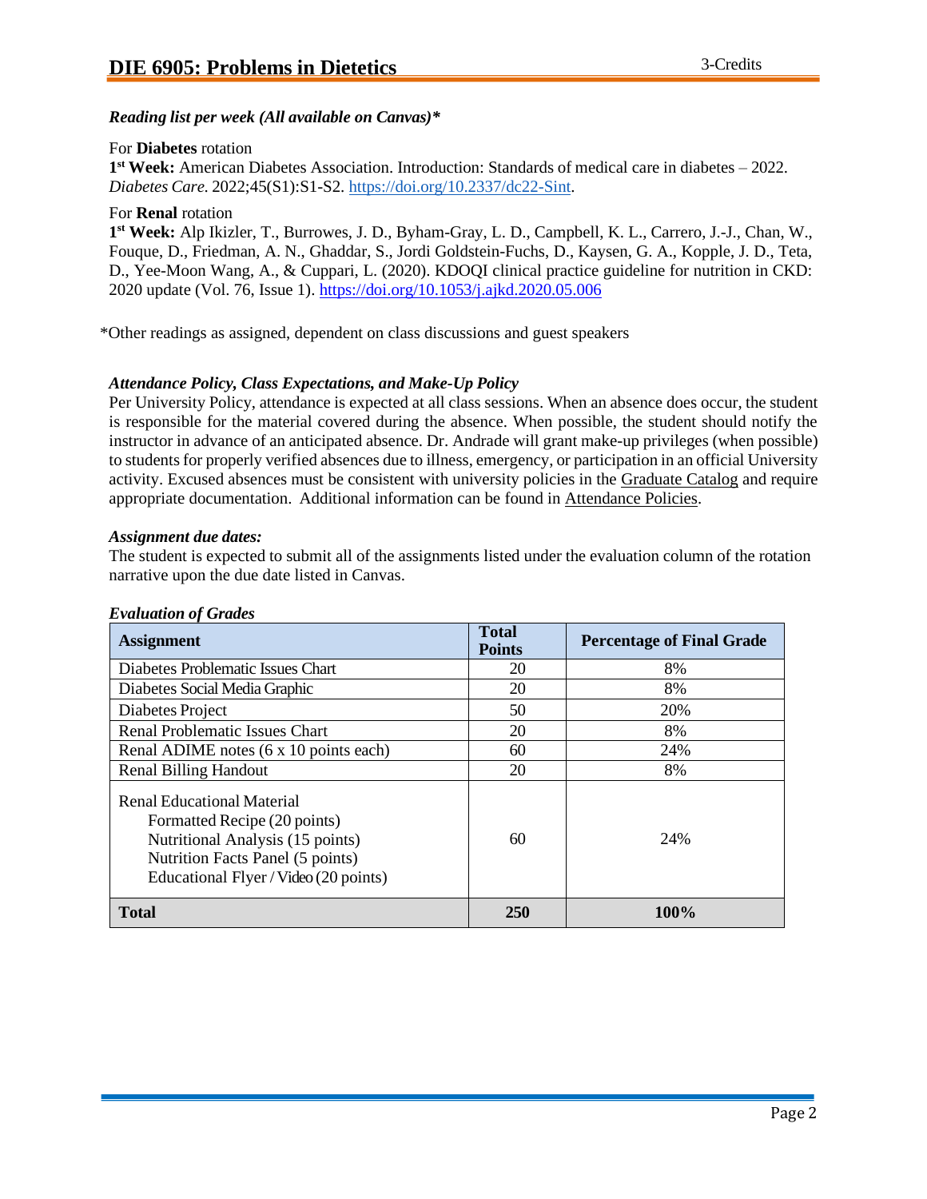***Reading list per week (All available on Canvas)****

For **Diabetes** rotation

**1st Week:** American Diabetes Association. Introduction: Standards of medical care in diabetes – 2022. *Diabetes Care.* 2022;45(S1):S1-S2. https://doi.org/10.2337/dc22-Sint.

For **Renal** rotation

**1st Week:** Alp Ikizler, T., Burrowes, J. D., Byham-Gray, L. D., Campbell, K. L., Carrero, J.-J., Chan, W., Fouque, D., Friedman, A. N., Ghaddar, S., Jordi Goldstein-Fuchs, D., Kaysen, G. A., Kopple, J. D., Teta, D., Yee-Moon Wang, A., & Cuppari, L. (2020). KDOQI clinical practice guideline for nutrition in CKD: 2020 update (Vol. 76, Issue 1). https://doi.org/10.1053/j.ajkd.2020.05.006

*Other readings as assigned, dependent on class discussions and guest speakers

***Attendance Policy, Class Expectations, and Make-Up Policy***

Per University Policy, attendance is expected at all class sessions. When an absence does occur, the student is responsible for the material covered during the absence. When possible, the student should notify the instructor in advance of an anticipated absence. Dr. Andrade will grant make-up privileges (when possible) to students for properly verified absences due to illness, emergency, or participation in an official University activity. Excused absences must be consistent with university policies in the Graduate Catalog and require appropriate documentation. Additional information can be found in Attendance Policies.

***Assignment due dates:***

The student is expected to submit all of the assignments listed under the evaluation column of the rotation narrative upon the due date listed in Canvas.

***Evaluation of Grades***

| Assignment | Total Points | Percentage of Final Grade |
|---|---|---|
| Diabetes Problematic Issues Chart | 20 | 8% |
| Diabetes Social Media Graphic | 20 | 8% |
| Diabetes Project | 50 | 20% |
| Renal Problematic Issues Chart | 20 | 8% |
| Renal ADIME notes (6 x 10 points each) | 60 | 24% |
| Renal Billing Handout | 20 | 8% |
| Renal Educational Material<br>Formatted Recipe (20 points)<br>Nutritional Analysis (15 points)<br>Nutrition Facts Panel (5 points)<br>Educational Flyer / Video (20 points) | 60 | 24% |
| **Total** | **250** | **100%** |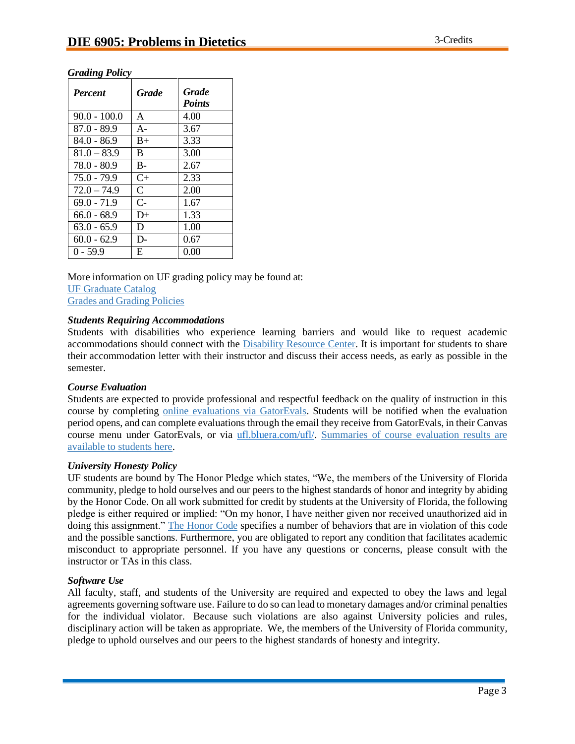### *Grading Policy*

| *Percent* | *Grade* | *Grade Points* |
|---|---|---|
| 90.0 - 100.0 | A | 4.00 |
| 87.0 - 89.9 | A- | 3.67 |
| 84.0 - 86.9 | B+ | 3.33 |
| 81.0 – 83.9 | B | 3.00 |
| 78.0 - 80.9 | B- | 2.67 |
| 75.0 - 79.9 | C+ | 2.33 |
| 72.0 – 74.9 | C | 2.00 |
| 69.0 - 71.9 | C- | 1.67 |
| 66.0 - 68.9 | D+ | 1.33 |
| 63.0 - 65.9 | D | 1.00 |
| 60.0 - 62.9 | D- | 0.67 |
| 0 - 59.9 | E | 0.00 |

More information on UF grading policy may be found at:
UF Graduate Catalog
Grades and Grading Policies

### *Students Requiring Accommodations*

Students with disabilities who experience learning barriers and would like to request academic accommodations should connect with the Disability Resource Center. It is important for students to share their accommodation letter with their instructor and discuss their access needs, as early as possible in the semester.

### *Course Evaluation*

Students are expected to provide professional and respectful feedback on the quality of instruction in this course by completing online evaluations via GatorEvals. Students will be notified when the evaluation period opens, and can complete evaluations through the email they receive from GatorEvals, in their Canvas course menu under GatorEvals, or via ufl.bluera.com/ufl/. Summaries of course evaluation results are available to students here.

### *University Honesty Policy*

UF students are bound by The Honor Pledge which states, "We, the members of the University of Florida community, pledge to hold ourselves and our peers to the highest standards of honor and integrity by abiding by the Honor Code. On all work submitted for credit by students at the University of Florida, the following pledge is either required or implied: "On my honor, I have neither given nor received unauthorized aid in doing this assignment." The Honor Code specifies a number of behaviors that are in violation of this code and the possible sanctions. Furthermore, you are obligated to report any condition that facilitates academic misconduct to appropriate personnel. If you have any questions or concerns, please consult with the instructor or TAs in this class.

### *Software Use*

All faculty, staff, and students of the University are required and expected to obey the laws and legal agreements governing software use. Failure to do so can lead to monetary damages and/or criminal penalties for the individual violator. Because such violations are also against University policies and rules, disciplinary action will be taken as appropriate. We, the members of the University of Florida community, pledge to uphold ourselves and our peers to the highest standards of honesty and integrity.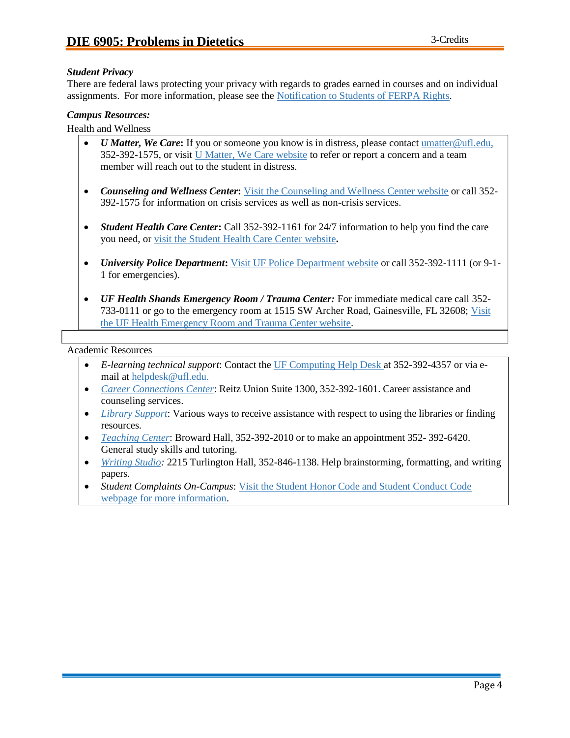***Student Privacy***

There are federal laws protecting your privacy with regards to grades earned in courses and on individual assignments. For more information, please see the Notification to Students of FERPA Rights.

***Campus Resources:***

Health and Wellness

- ***U Matter, We Care*:** If you or someone you know is in distress, please contact umatter@ufl.edu, 352-392-1575, or visit U Matter, We Care website to refer or report a concern and a team member will reach out to the student in distress.

- ***Counseling and Wellness Center*:** Visit the Counseling and Wellness Center website or call 352-392-1575 for information on crisis services as well as non-crisis services.

- ***Student Health Care Center*:** Call 352-392-1161 for 24/7 information to help you find the care you need, or visit the Student Health Care Center website.

- ***University Police Department*:** Visit UF Police Department website or call 352-392-1111 (or 9-1-1 for emergencies).

- ***UF Health Shands Emergency Room / Trauma Center:*** For immediate medical care call 352-733-0111 or go to the emergency room at 1515 SW Archer Road, Gainesville, FL 32608; Visit the UF Health Emergency Room and Trauma Center website.

Academic Resources

- *E-learning technical support*: Contact the UF Computing Help Desk at 352-392-4357 or via e-mail at helpdesk@ufl.edu.
- *Career Connections Center*: Reitz Union Suite 1300, 352-392-1601. Career assistance and counseling services.
- *Library Support*: Various ways to receive assistance with respect to using the libraries or finding resources.
- *Teaching Center*: Broward Hall, 352-392-2010 or to make an appointment 352- 392-6420. General study skills and tutoring.
- *Writing Studio:* 2215 Turlington Hall, 352-846-1138. Help brainstorming, formatting, and writing papers.
- *Student Complaints On-Campus*: Visit the Student Honor Code and Student Conduct Code webpage for more information.